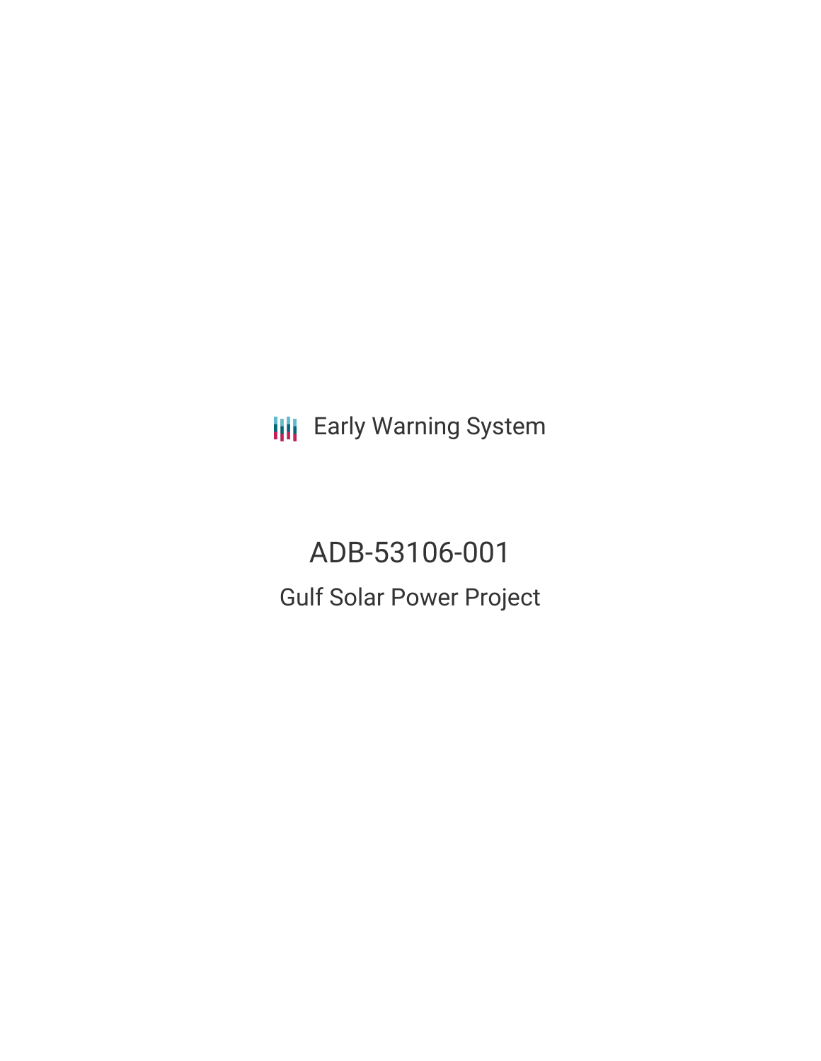Early Warning System

# ADB-53106-001

## Gulf Solar Power Project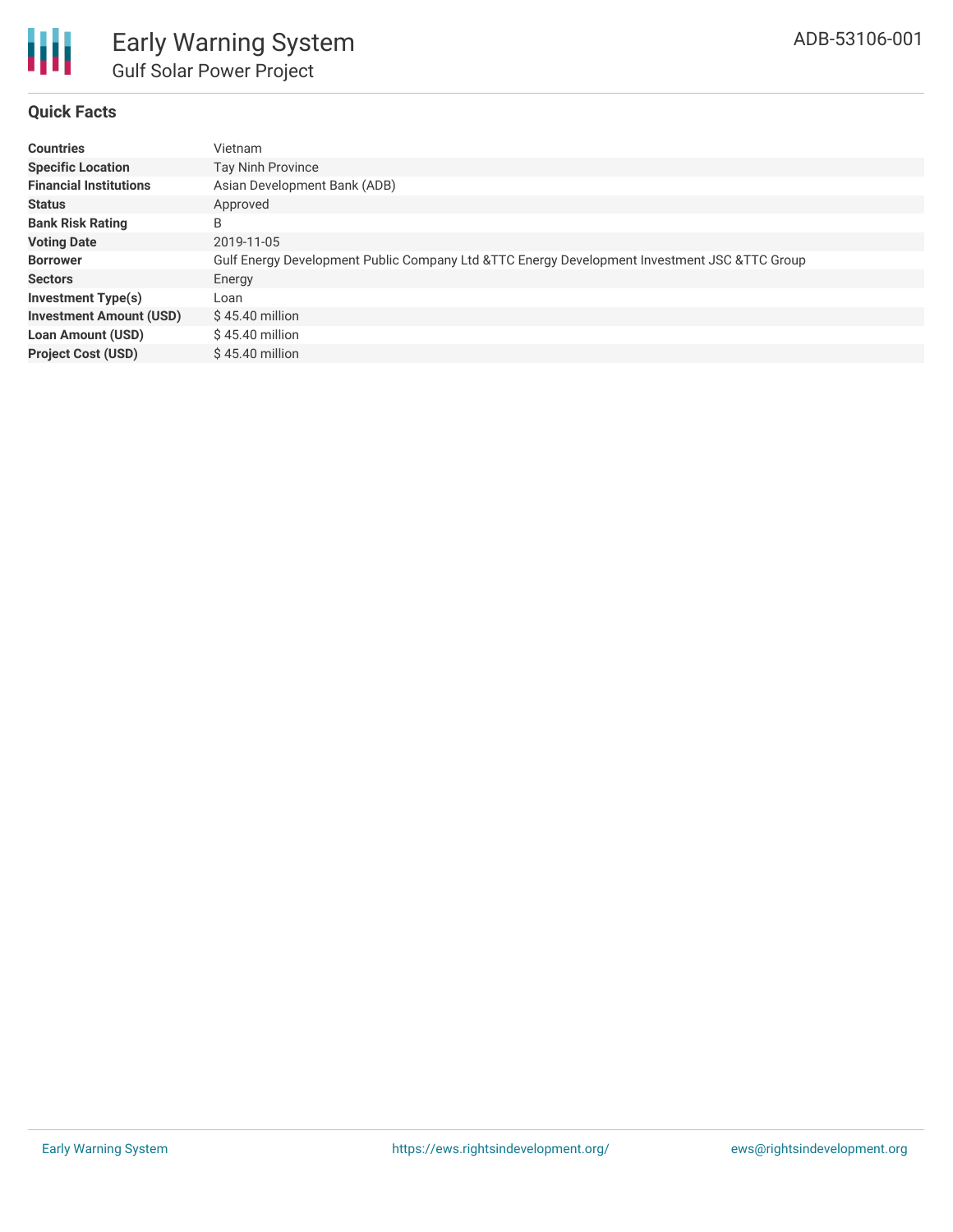# Early Warning System

## Gulf Solar Power Project

ADB-53106-001

### Quick Facts

| | |
|---|---|
| **Countries** | Vietnam |
| **Specific Location** | Tay Ninh Province |
| **Financial Institutions** | Asian Development Bank (ADB) |
| **Status** | Approved |
| **Bank Risk Rating** | B |
| **Voting Date** | 2019-11-05 |
| **Borrower** | Gulf Energy Development Public Company Ltd &TTC Energy Development Investment JSC &TTC Group |
| **Sectors** | Energy |
| **Investment Type(s)** | Loan |
| **Investment Amount (USD)** | $ 45.40 million |
| **Loan Amount (USD)** | $ 45.40 million |
| **Project Cost (USD)** | $ 45.40 million |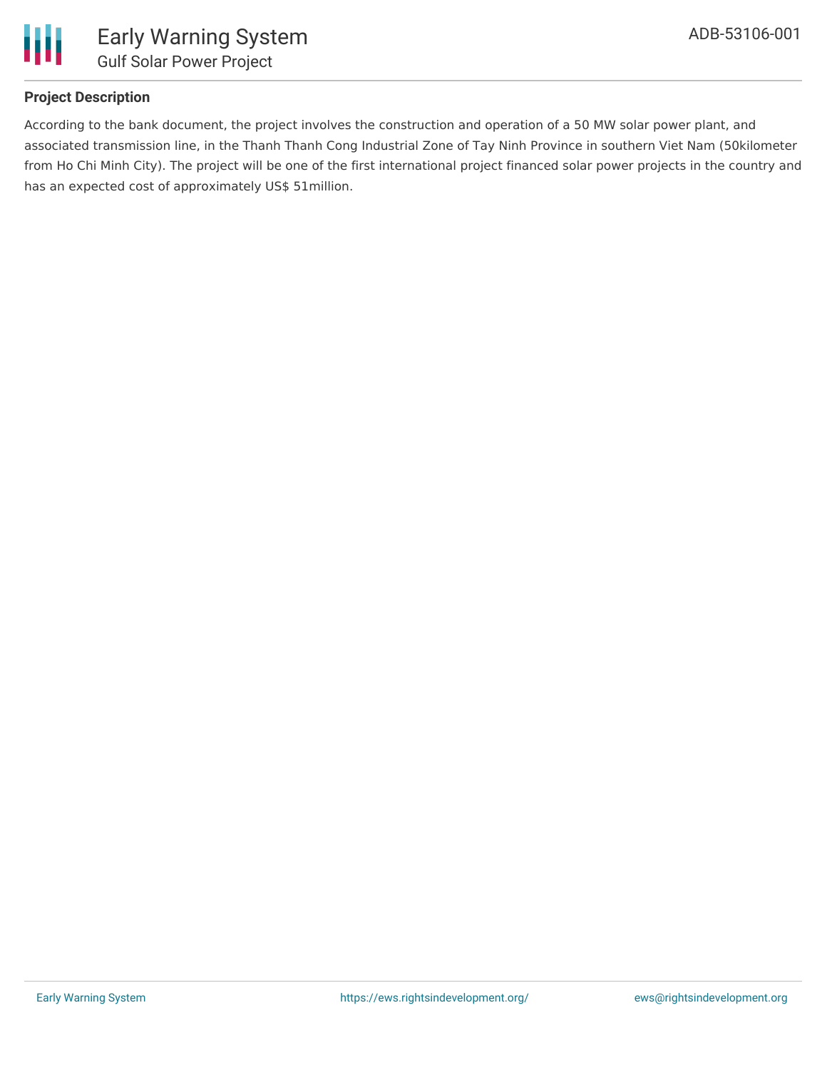## Project Description

According to the bank document, the project involves the construction and operation of a 50 MW solar power plant, and associated transmission line, in the Thanh Thanh Cong Industrial Zone of Tay Ninh Province in southern Viet Nam (50kilometer from Ho Chi Minh City). The project will be one of the first international project financed solar power projects in the country and has an expected cost of approximately US$ 51million.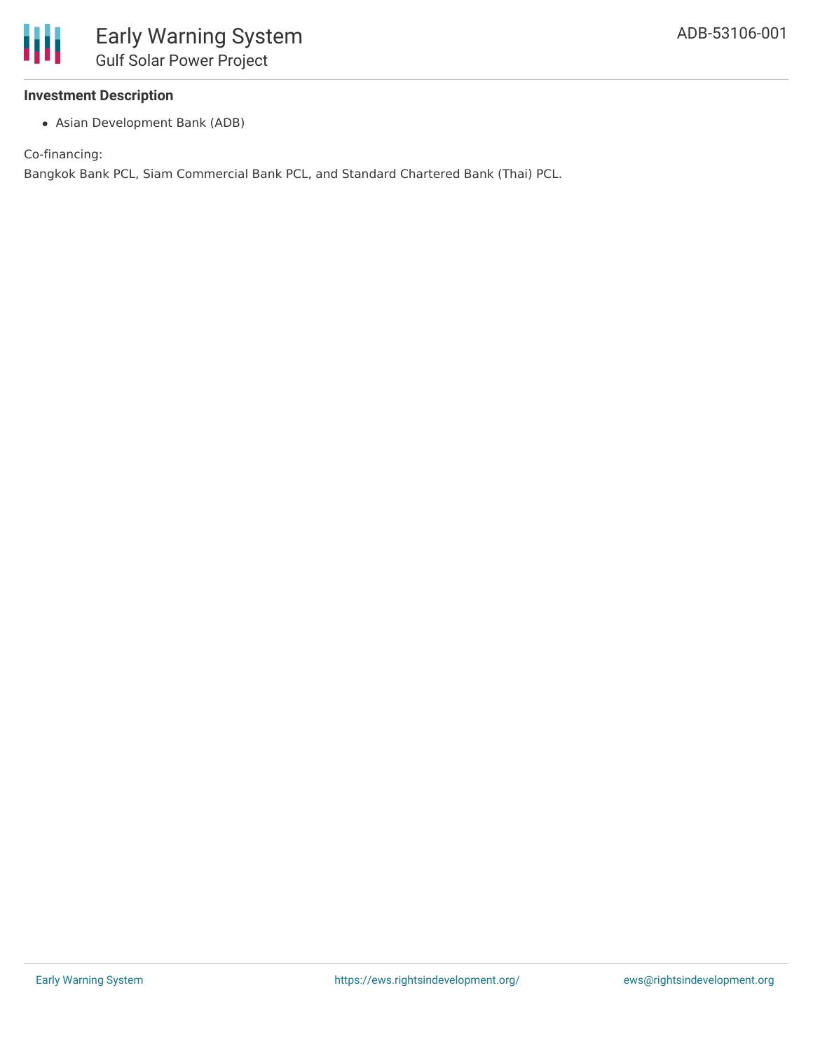### Investment Description

- Asian Development Bank (ADB)

Co-financing:

Bangkok Bank PCL, Siam Commercial Bank PCL, and Standard Chartered Bank (Thai) PCL.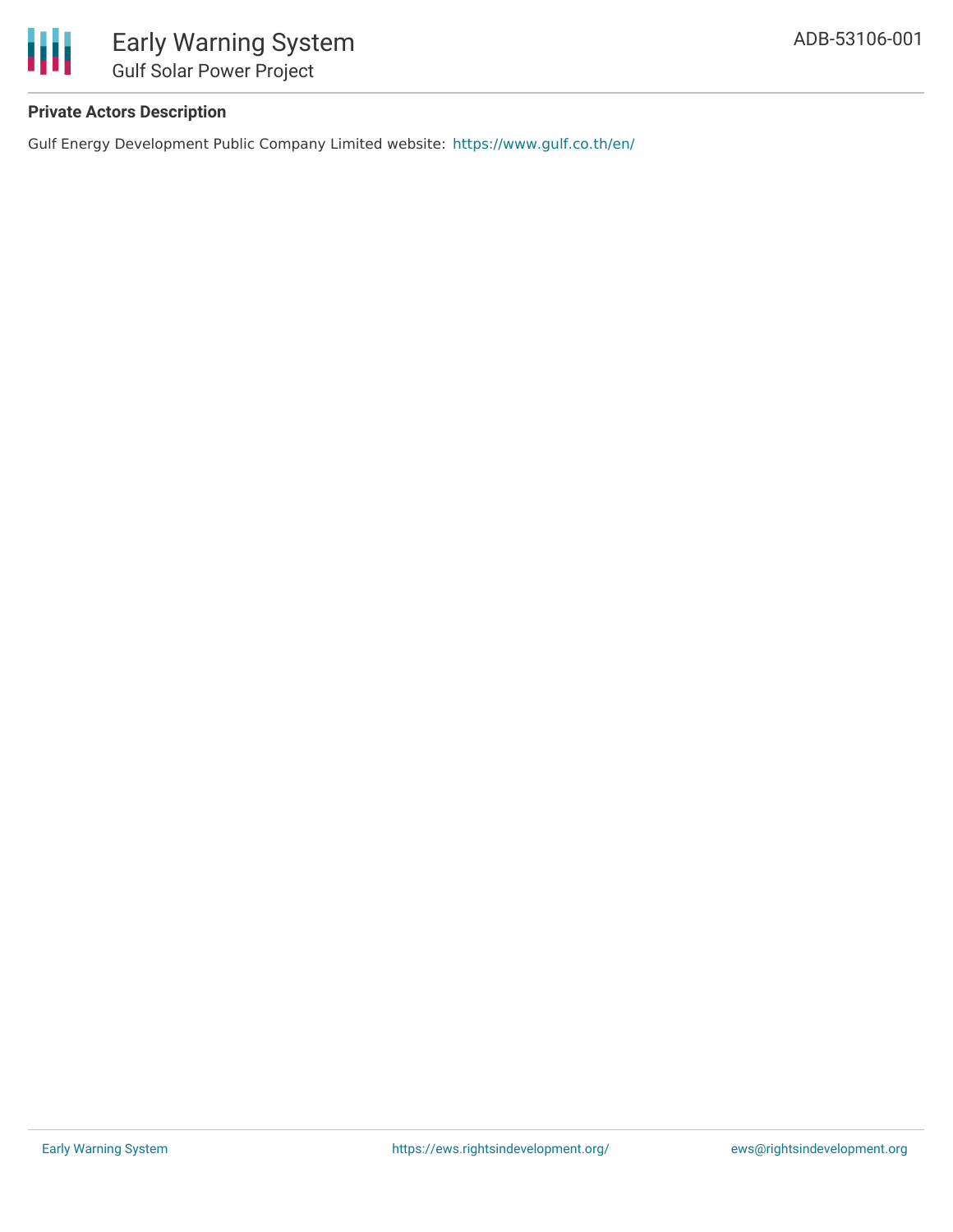**Private Actors Description**

Gulf Energy Development Public Company Limited website: https://www.gulf.co.th/en/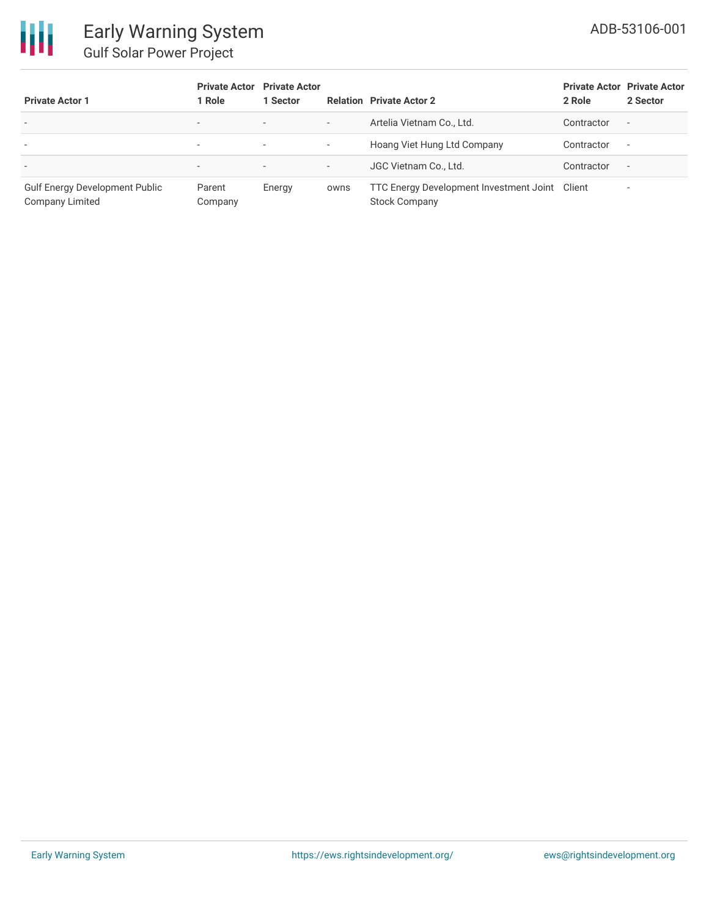| Private Actor 1 | Private Actor 1 Role | Private Actor 1 Sector | Relation | Private Actor 2 | Private Actor 2 Role | Private Actor 2 Sector |
|---|---|---|---|---|---|---|
| - | - | - | - | Artelia Vietnam Co., Ltd. | Contractor | - |
| - | - | - | - | Hoang Viet Hung Ltd Company | Contractor | - |
| - | - | - | - | JGC Vietnam Co., Ltd. | Contractor | - |
| Gulf Energy Development Public Company Limited | Parent Company | Energy | owns | TTC Energy Development Investment Joint Stock Company | Client | - |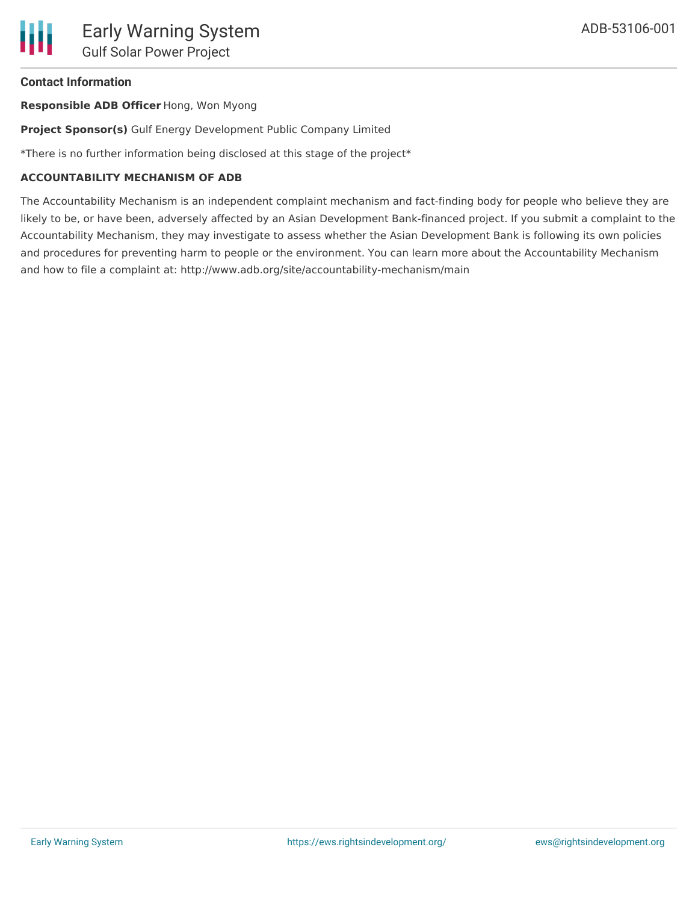#### Contact Information

**Responsible ADB Officer** Hong, Won Myong

**Project Sponsor(s)** Gulf Energy Development Public Company Limited

*There is no further information being disclosed at this stage of the project*

**ACCOUNTABILITY MECHANISM OF ADB**

The Accountability Mechanism is an independent complaint mechanism and fact-finding body for people who believe they are likely to be, or have been, adversely affected by an Asian Development Bank-financed project. If you submit a complaint to the Accountability Mechanism, they may investigate to assess whether the Asian Development Bank is following its own policies and procedures for preventing harm to people or the environment. You can learn more about the Accountability Mechanism and how to file a complaint at: http://www.adb.org/site/accountability-mechanism/main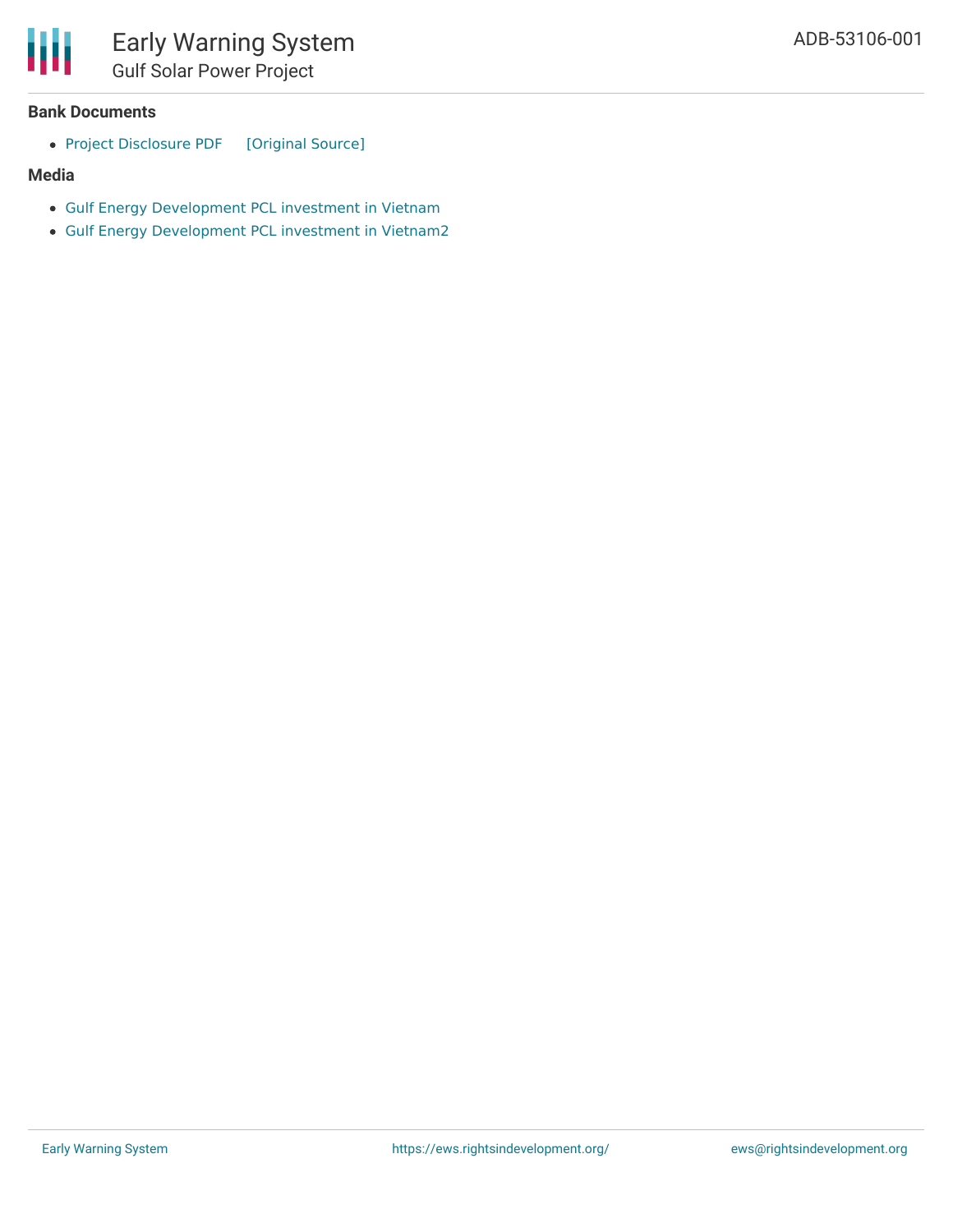**Bank Documents**

- Project Disclosure PDF [Original Source]

**Media**

- Gulf Energy Development PCL investment in Vietnam
- Gulf Energy Development PCL investment in Vietnam2